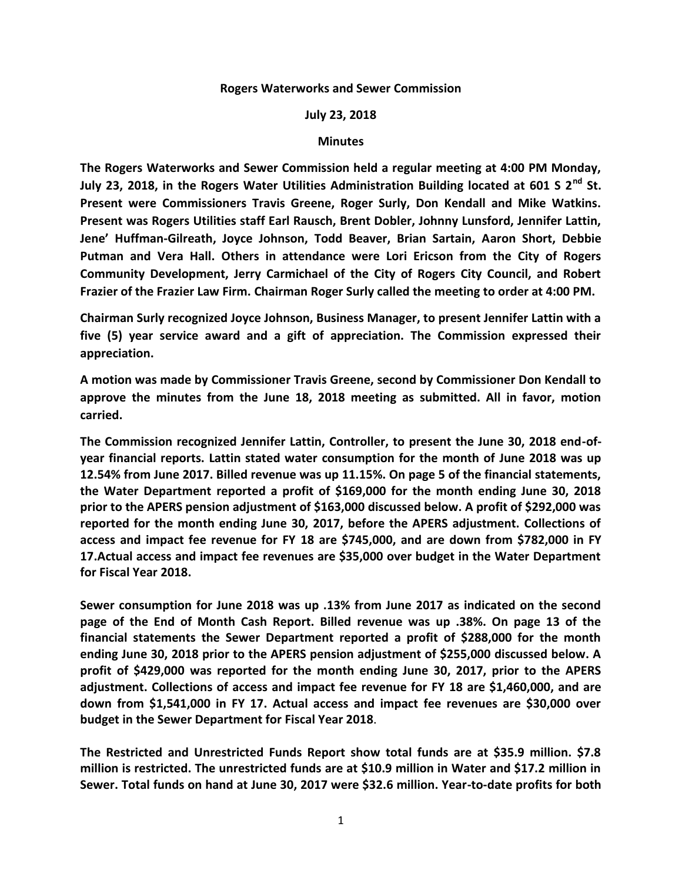**Rogers Waterworks and Sewer Commission**

**July 23, 2018**

**Minutes**

**The Rogers Waterworks and Sewer Commission held a regular meeting at 4:00 PM Monday, July 23, 2018, in the Rogers Water Utilities Administration Building located at 601 S 2nd St. Present were Commissioners Travis Greene, Roger Surly, Don Kendall and Mike Watkins. Present was Rogers Utilities staff Earl Rausch, Brent Dobler, Johnny Lunsford, Jennifer Lattin, Jene' Huffman-Gilreath, Joyce Johnson, Todd Beaver, Brian Sartain, Aaron Short, Debbie Putman and Vera Hall. Others in attendance were Lori Ericson from the City of Rogers Community Development, Jerry Carmichael of the City of Rogers City Council, and Robert Frazier of the Frazier Law Firm. Chairman Roger Surly called the meeting to order at 4:00 PM.**

**Chairman Surly recognized Joyce Johnson, Business Manager, to present Jennifer Lattin with a five (5) year service award and a gift of appreciation. The Commission expressed their appreciation.**

**A motion was made by Commissioner Travis Greene, second by Commissioner Don Kendall to approve the minutes from the June 18, 2018 meeting as submitted. All in favor, motion carried.**

**The Commission recognized Jennifer Lattin, Controller, to present the June 30, 2018 end-of-year financial reports. Lattin stated water consumption for the month of June 2018 was up 12.54% from June 2017. Billed revenue was up 11.15%. On page 5 of the financial statements, the Water Department reported a profit of $169,000 for the month ending June 30, 2018 prior to the APERS pension adjustment of $163,000 discussed below. A profit of $292,000 was reported for the month ending June 30, 2017, before the APERS adjustment. Collections of access and impact fee revenue for FY 18 are $745,000, and are down from $782,000 in FY 17.Actual access and impact fee revenues are $35,000 over budget in the Water Department for Fiscal Year 2018.**

**Sewer consumption for June 2018 was up .13% from June 2017 as indicated on the second page of the End of Month Cash Report. Billed revenue was up .38%. On page 13 of the financial statements the Sewer Department reported a profit of $288,000 for the month ending June 30, 2018 prior to the APERS pension adjustment of $255,000 discussed below. A profit of $429,000 was reported for the month ending June 30, 2017, prior to the APERS adjustment. Collections of access and impact fee revenue for FY 18 are $1,460,000, and are down from $1,541,000 in FY 17. Actual access and impact fee revenues are $30,000 over budget in the Sewer Department for Fiscal Year 2018.**

**The Restricted and Unrestricted Funds Report show total funds are at $35.9 million. $7.8 million is restricted. The unrestricted funds are at $10.9 million in Water and $17.2 million in Sewer. Total funds on hand at June 30, 2017 were $32.6 million. Year-to-date profits for both**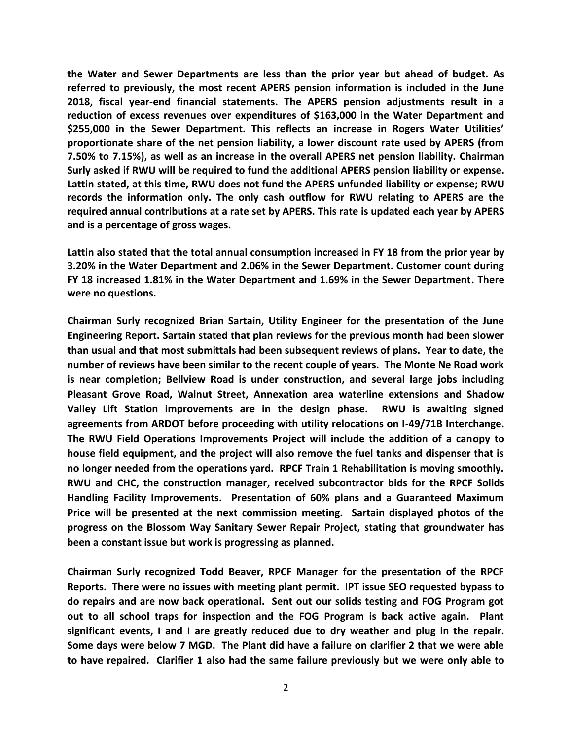**the Water and Sewer Departments are less than the prior year but ahead of budget. As referred to previously, the most recent APERS pension information is included in the June 2018, fiscal year-end financial statements. The APERS pension adjustments result in a reduction of excess revenues over expenditures of $163,000 in the Water Department and $255,000 in the Sewer Department. This reflects an increase in Rogers Water Utilities' proportionate share of the net pension liability, a lower discount rate used by APERS (from 7.50% to 7.15%), as well as an increase in the overall APERS net pension liability. Chairman Surly asked if RWU will be required to fund the additional APERS pension liability or expense. Lattin stated, at this time, RWU does not fund the APERS unfunded liability or expense; RWU records the information only. The only cash outflow for RWU relating to APERS are the required annual contributions at a rate set by APERS. This rate is updated each year by APERS and is a percentage of gross wages.**

**Lattin also stated that the total annual consumption increased in FY 18 from the prior year by 3.20% in the Water Department and 2.06% in the Sewer Department. Customer count during FY 18 increased 1.81% in the Water Department and 1.69% in the Sewer Department. There were no questions.**

**Chairman Surly recognized Brian Sartain, Utility Engineer for the presentation of the June Engineering Report. Sartain stated that plan reviews for the previous month had been slower than usual and that most submittals had been subsequent reviews of plans. Year to date, the number of reviews have been similar to the recent couple of years. The Monte Ne Road work is near completion; Bellview Road is under construction, and several large jobs including Pleasant Grove Road, Walnut Street, Annexation area waterline extensions and Shadow Valley Lift Station improvements are in the design phase. RWU is awaiting signed agreements from ARDOT before proceeding with utility relocations on I-49/71B Interchange. The RWU Field Operations Improvements Project will include the addition of a canopy to house field equipment, and the project will also remove the fuel tanks and dispenser that is no longer needed from the operations yard. RPCF Train 1 Rehabilitation is moving smoothly. RWU and CHC, the construction manager, received subcontractor bids for the RPCF Solids Handling Facility Improvements. Presentation of 60% plans and a Guaranteed Maximum Price will be presented at the next commission meeting. Sartain displayed photos of the progress on the Blossom Way Sanitary Sewer Repair Project, stating that groundwater has been a constant issue but work is progressing as planned.**

**Chairman Surly recognized Todd Beaver, RPCF Manager for the presentation of the RPCF Reports. There were no issues with meeting plant permit. IPT issue SEO requested bypass to do repairs and are now back operational. Sent out our solids testing and FOG Program got out to all school traps for inspection and the FOG Program is back active again. Plant significant events, I and I are greatly reduced due to dry weather and plug in the repair. Some days were below 7 MGD. The Plant did have a failure on clarifier 2 that we were able to have repaired. Clarifier 1 also had the same failure previously but we were only able to**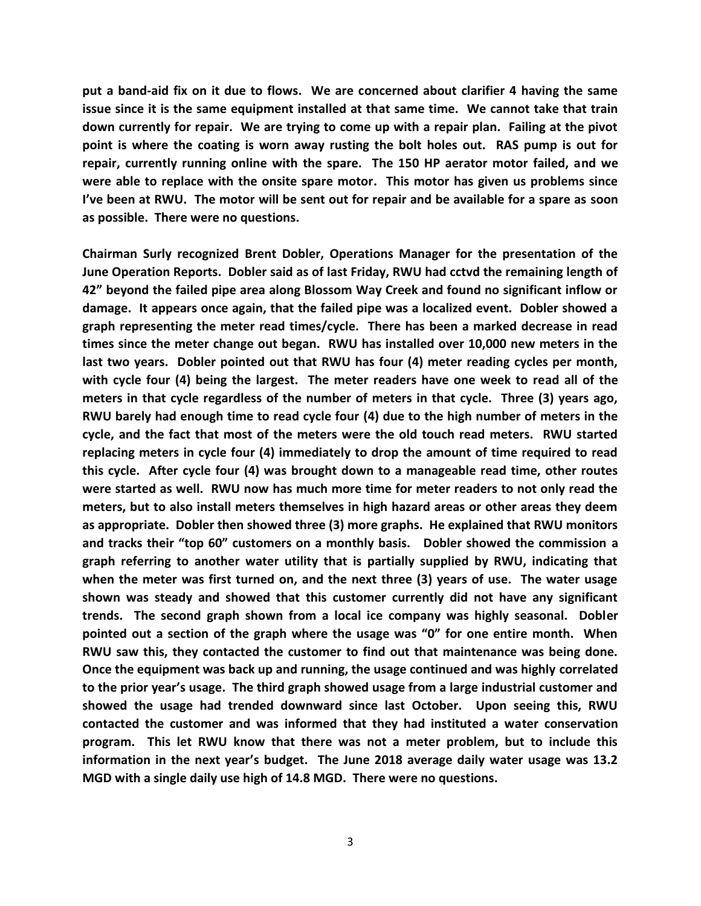**put a band-aid fix on it due to flows. We are concerned about clarifier 4 having the same issue since it is the same equipment installed at that same time. We cannot take that train down currently for repair. We are trying to come up with a repair plan. Failing at the pivot point is where the coating is worn away rusting the bolt holes out. RAS pump is out for repair, currently running online with the spare. The 150 HP aerator motor failed, and we were able to replace with the onsite spare motor. This motor has given us problems since I've been at RWU. The motor will be sent out for repair and be available for a spare as soon as possible. There were no questions.**

**Chairman Surly recognized Brent Dobler, Operations Manager for the presentation of the June Operation Reports. Dobler said as of last Friday, RWU had cctvd the remaining length of 42" beyond the failed pipe area along Blossom Way Creek and found no significant inflow or damage. It appears once again, that the failed pipe was a localized event. Dobler showed a graph representing the meter read times/cycle. There has been a marked decrease in read times since the meter change out began. RWU has installed over 10,000 new meters in the last two years. Dobler pointed out that RWU has four (4) meter reading cycles per month, with cycle four (4) being the largest. The meter readers have one week to read all of the meters in that cycle regardless of the number of meters in that cycle. Three (3) years ago, RWU barely had enough time to read cycle four (4) due to the high number of meters in the cycle, and the fact that most of the meters were the old touch read meters. RWU started replacing meters in cycle four (4) immediately to drop the amount of time required to read this cycle. After cycle four (4) was brought down to a manageable read time, other routes were started as well. RWU now has much more time for meter readers to not only read the meters, but to also install meters themselves in high hazard areas or other areas they deem as appropriate. Dobler then showed three (3) more graphs. He explained that RWU monitors and tracks their "top 60" customers on a monthly basis. Dobler showed the commission a graph referring to another water utility that is partially supplied by RWU, indicating that when the meter was first turned on, and the next three (3) years of use. The water usage shown was steady and showed that this customer currently did not have any significant trends. The second graph shown from a local ice company was highly seasonal. Dobler pointed out a section of the graph where the usage was "0" for one entire month. When RWU saw this, they contacted the customer to find out that maintenance was being done. Once the equipment was back up and running, the usage continued and was highly correlated to the prior year's usage. The third graph showed usage from a large industrial customer and showed the usage had trended downward since last October. Upon seeing this, RWU contacted the customer and was informed that they had instituted a water conservation program. This let RWU know that there was not a meter problem, but to include this information in the next year's budget. The June 2018 average daily water usage was 13.2 MGD with a single daily use high of 14.8 MGD. There were no questions.**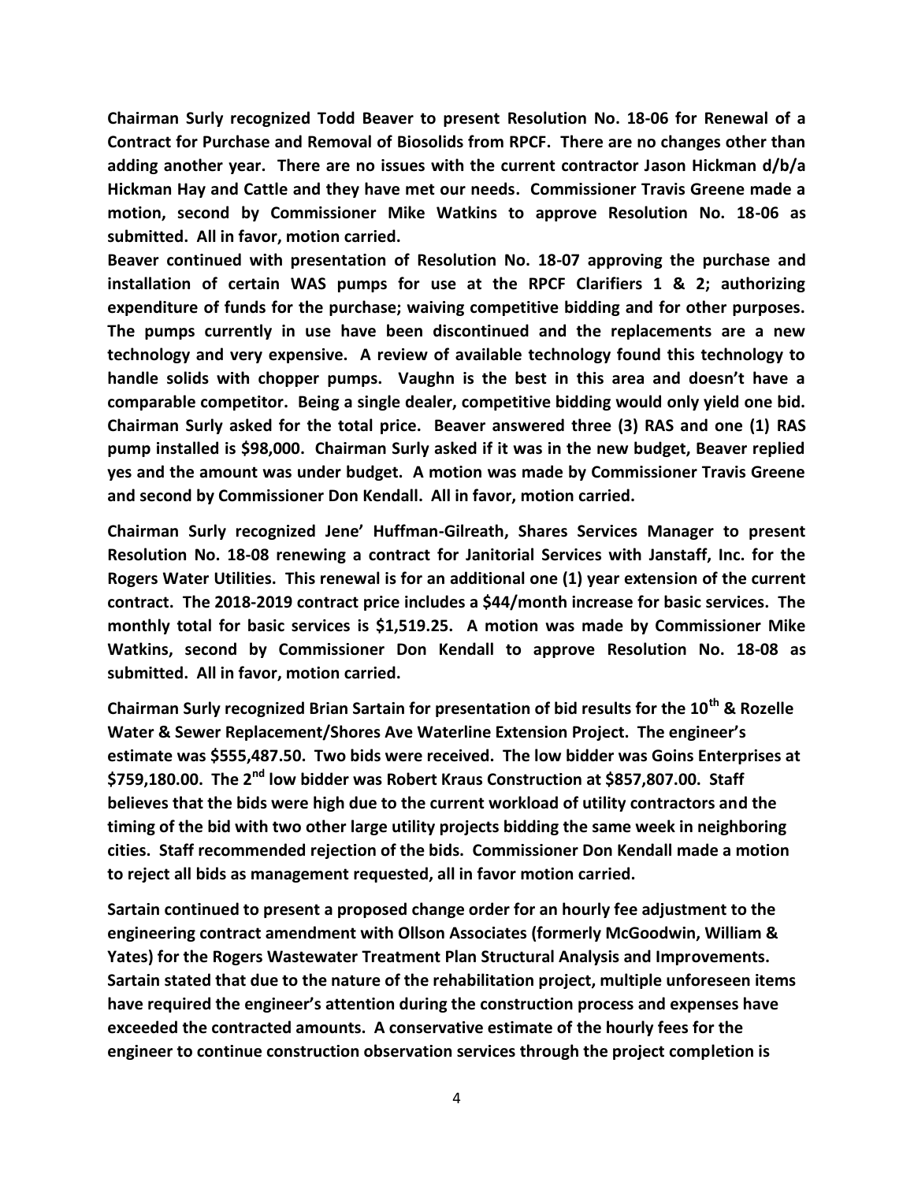**Chairman Surly recognized Todd Beaver to present Resolution No. 18-06 for Renewal of a Contract for Purchase and Removal of Biosolids from RPCF. There are no changes other than adding another year. There are no issues with the current contractor Jason Hickman d/b/a Hickman Hay and Cattle and they have met our needs. Commissioner Travis Greene made a motion, second by Commissioner Mike Watkins to approve Resolution No. 18-06 as submitted. All in favor, motion carried.**

**Beaver continued with presentation of Resolution No. 18-07 approving the purchase and installation of certain WAS pumps for use at the RPCF Clarifiers 1 & 2; authorizing expenditure of funds for the purchase; waiving competitive bidding and for other purposes. The pumps currently in use have been discontinued and the replacements are a new technology and very expensive. A review of available technology found this technology to handle solids with chopper pumps. Vaughn is the best in this area and doesn't have a comparable competitor. Being a single dealer, competitive bidding would only yield one bid. Chairman Surly asked for the total price. Beaver answered three (3) RAS and one (1) RAS pump installed is $98,000. Chairman Surly asked if it was in the new budget, Beaver replied yes and the amount was under budget. A motion was made by Commissioner Travis Greene and second by Commissioner Don Kendall. All in favor, motion carried.**

**Chairman Surly recognized Jene' Huffman-Gilreath, Shares Services Manager to present Resolution No. 18-08 renewing a contract for Janitorial Services with Janstaff, Inc. for the Rogers Water Utilities. This renewal is for an additional one (1) year extension of the current contract. The 2018-2019 contract price includes a $44/month increase for basic services. The monthly total for basic services is $1,519.25. A motion was made by Commissioner Mike Watkins, second by Commissioner Don Kendall to approve Resolution No. 18-08 as submitted. All in favor, motion carried.**

**Chairman Surly recognized Brian Sartain for presentation of bid results for the 10th & Rozelle Water & Sewer Replacement/Shores Ave Waterline Extension Project. The engineer's estimate was $555,487.50. Two bids were received. The low bidder was Goins Enterprises at $759,180.00. The 2nd low bidder was Robert Kraus Construction at $857,807.00. Staff believes that the bids were high due to the current workload of utility contractors and the timing of the bid with two other large utility projects bidding the same week in neighboring cities. Staff recommended rejection of the bids. Commissioner Don Kendall made a motion to reject all bids as management requested, all in favor motion carried.**

**Sartain continued to present a proposed change order for an hourly fee adjustment to the engineering contract amendment with Ollson Associates (formerly McGoodwin, William & Yates) for the Rogers Wastewater Treatment Plan Structural Analysis and Improvements. Sartain stated that due to the nature of the rehabilitation project, multiple unforeseen items have required the engineer's attention during the construction process and expenses have exceeded the contracted amounts. A conservative estimate of the hourly fees for the engineer to continue construction observation services through the project completion is**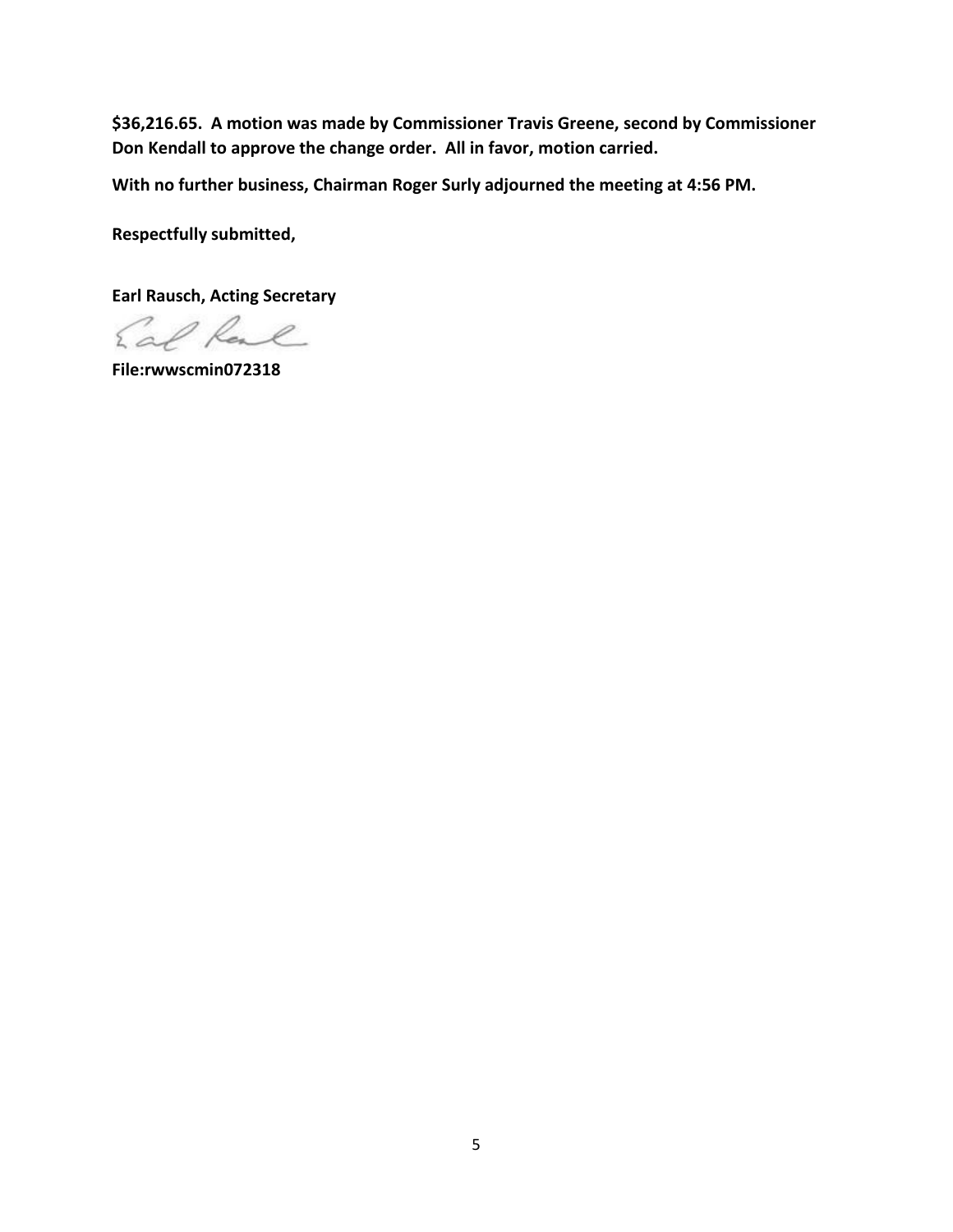**$36,216.65. A motion was made by Commissioner Travis Greene, second by Commissioner Don Kendall to approve the change order. All in favor, motion carried.**

**With no further business, Chairman Roger Surly adjourned the meeting at 4:56 PM.**

**Respectfully submitted,**

**Earl Rausch, Acting Secretary**

**File:rwwscmin072318**